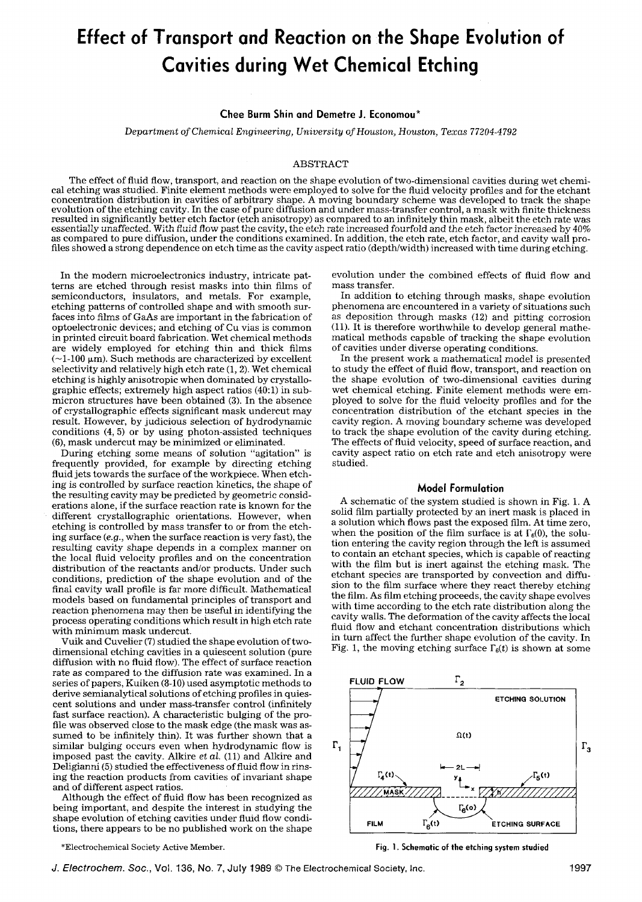# Effect of Transport and Reaction on the Shape Evolution of Cavities during Wet Chemical Etching

**Chee Burm Shin and Demetre J. Economou***

*Department of Chemical Engineering, University of Houston, Houston, Texas 77204-4792*

## ABSTRACT

The effect of fluid flow, transport, and reaction on the shape evolution of two-dimensional cavities during wet chemical etching was studied. Finite element methods were employed to solve for the fluid velocity profiles and for the etchant concentration distribution in cavities of arbitrary shape. A moving boundary scheme was developed to track the shape evolution of the etching cavity. In the case of pure diffusion and under mass-transfer control, a mask with finite thickness resulted in significantly better etch factor (etch anisotropy) as compared to an infinitely thin mask, albeit the etch rate was essentially unaffected. With fluid flow past the cavity, the etch rate increased fourfold and the etch factor increased by 40% as compared to pure diffusion, under the conditions examined. In addition, the etch rate, etch factor, and cavity wall profiles showed a strong dependence on etch time as the cavity aspect ratio (depth/width) increased with time during etching.

In the modern microelectronics industry, intricate patterns are etched through resist masks into thin films of semiconductors, insulators, and metals. For example, etching patterns of controlled shape and with smooth surfaces into films of GaAs are important in the fabrication of optoelectronic devices; and etching of Cu vias is common in printed circuit board fabrication. Wet chemical methods are widely employed for etching thin and thick films (~1-100 μm). Such methods are characterized by excellent selectivity and relatively high etch rate (1, 2). Wet chemical etching is highly anisotropic when dominated by crystallographic effects; extremely high aspect ratios (40:1) in submicron structures have been obtained (3). In the absence of crystallographic effects significant mask undercut may result. However, by judicious selection of hydrodynamic conditions (4, 5) or by using photon-assisted techniques (6), mask undercut may be minimized or eliminated.

During etching some means of solution "agitation" is frequently provided, for example by directing etching fluid jets towards the surface of the workpiece. When etching is controlled by surface reaction kinetics, the shape of the resulting cavity may be predicted by geometric considerations alone, if the surface reaction rate is known for the different crystallographic orientations. However, when etching is controlled by mass transfer to or from the etching surface (*e.g.*, when the surface reaction is very fast), the resulting cavity shape depends in a complex manner on the local fluid velocity profiles and on the concentration distribution of the reactants and/or products. Under such conditions, prediction of the shape evolution and of the final cavity wall profile is far more difficult. Mathematical models based on fundamental principles of transport and reaction phenomena may then be useful in identifying the process operating conditions which result in high etch rate with minimum mask undercut.

Vuik and Cuvelier (7) studied the shape evolution of two-dimensional etching cavities in a quiescent solution (pure diffusion with no fluid flow). The effect of surface reaction rate as compared to the diffusion rate was examined. In a series of papers, Kuiken (8-10) used asymptotic methods to derive semianalytical solutions of etching profiles in quiescent solutions and under mass-transfer control (infinitely fast surface reaction). A characteristic bulging of the profile was observed close to the mask edge (the mask was assumed to be infinitely thin). It was further shown that a similar bulging occurs even when hydrodynamic flow is imposed past the cavity. Alkire *et al.* (11) and Alkire and Deligianni (5) studied the effectiveness of fluid flow in rinsing the reaction products from cavities of invariant shape and of different aspect ratios.

Although the effect of fluid flow has been recognized as being important, and despite the interest in studying the shape evolution of etching cavities under fluid flow conditions, there appears to be no published work on the shape evolution under the combined effects of fluid flow and mass transfer.

In addition to etching through masks, shape evolution phenomena are encountered in a variety of situations such as deposition through masks (12) and pitting corrosion (11). It is therefore worthwhile to develop general mathematical methods capable of tracking the shape evolution of cavities under diverse operating conditions.

In the present work a mathematical model is presented to study the effect of fluid flow, transport, and reaction on the shape evolution of two-dimensional cavities during wet chemical etching. Finite element methods were employed to solve for the fluid velocity profiles and for the concentration distribution of the etchant species in the cavity region. A moving boundary scheme was developed to track the shape evolution of the cavity during etching. The effects of fluid velocity, speed of surface reaction, and cavity aspect ratio on etch rate and etch anisotropy were studied.

## Model Formulation

A schematic of the system studied is shown in Fig. 1. A solid film partially protected by an inert mask is placed in a solution which flows past the exposed film. At time zero, when the position of the film surface is at $\Gamma_6(0)$, the solution entering the cavity region through the left is assumed to contain an etchant species, which is capable of reacting with the film but is inert against the etching mask. The etchant species are transported by convection and diffusion to the film surface where they react thereby etching the film. As film etching proceeds, the cavity shape evolves with time according to the etch rate distribution along the cavity walls. The deformation of the cavity affects the local fluid flow and etchant concentration distributions which in turn affect the further shape evolution of the cavity. In Fig. 1, the moving etching surface $\Gamma_6(t)$ is shown at some

Fig. 1. Schematic of the etching system studied

*Electrochemical Society Active Member.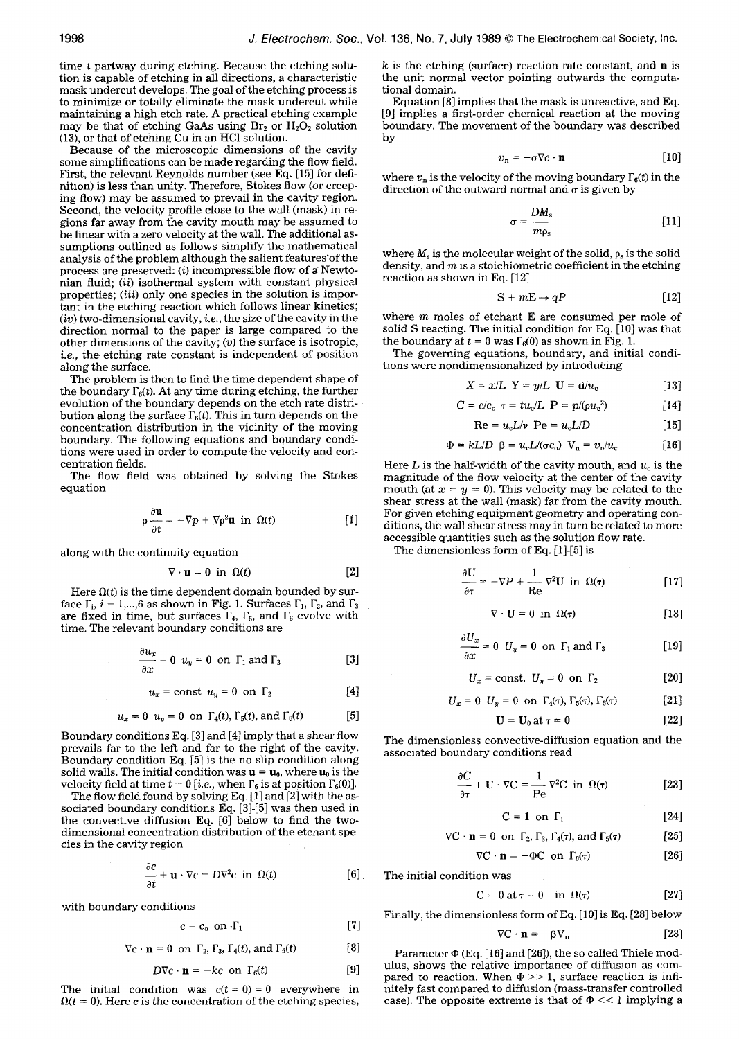time $t$ partway during etching. Because the etching solution is capable of etching in all directions, a characteristic mask undercut develops. The goal of the etching process is to minimize or totally eliminate the mask undercut while maintaining a high etch rate. A practical etching example may be that of etching GaAs using $Br_2$ or $H_2O_2$ solution (13), or that of etching Cu in an HCl solution.

Because of the microscopic dimensions of the cavity some simplifications can be made regarding the flow field. First, the relevant Reynolds number (see Eq. [15] for definition) is less than unity. Therefore, Stokes flow (or creeping flow) may be assumed to prevail in the cavity region. Second, the velocity profile close to the wall (mask) in regions far away from the cavity mouth may be assumed to be linear with a zero velocity at the wall. The additional assumptions outlined as follows simplify the mathematical analysis of the problem although the salient features of the process are preserved: (*i*) incompressible flow of a Newtonian fluid; (*ii*) isothermal system with constant physical properties; (*iii*) only one species in the solution is important in the etching reaction which follows linear kinetics; (*iv*) two-dimensional cavity, *i.e.*, the size of the cavity in the direction normal to the paper is large compared to the other dimensions of the cavity; (*v*) the surface is isotropic, *i.e.*, the etching rate constant is independent of position along the surface.

The problem is then to find the time dependent shape of the boundary $\Gamma_6(t)$. At any time during etching, the further evolution of the boundary depends on the etch rate distribution along the surface $\Gamma_6(t)$. This in turn depends on the concentration distribution in the vicinity of the moving boundary. The following equations and boundary conditions were used in order to compute the velocity and concentration fields.

The flow field was obtained by solving the Stokes equation

$$\rho \frac{\partial \mathbf{u}}{\partial t} = -\nabla p + \nabla \rho^2 \mathbf{u} \text{ in } \Omega(t) \quad [1]$$

along with the continuity equation

$$\nabla \cdot \mathbf{u} = 0 \text{ in } \Omega(t) \quad [2]$$

Here $\Omega(t)$ is the time dependent domain bounded by surface $\Gamma_i$, $i = 1,...,6$ as shown in Fig. 1. Surfaces $\Gamma_1$, $\Gamma_2$, and $\Gamma_3$ are fixed in time, but surfaces $\Gamma_4$, $\Gamma_5$, and $\Gamma_6$ evolve with time. The relevant boundary conditions are

$$\frac{\partial u_x}{\partial x} = 0 \quad u_y = 0 \text{ on } \Gamma_1 \text{ and } \Gamma_3 \quad [3]$$

$$u_x = \text{const} \quad u_y = 0 \text{ on } \Gamma_2 \quad [4]$$

$$u_x = 0 \quad u_y = 0 \text{ on } \Gamma_4(t), \Gamma_5(t), \text{ and } \Gamma_6(t) \quad [5]$$

Boundary conditions Eq. [3] and [4] imply that a shear flow prevails far to the left and far to the right of the cavity. Boundary condition Eq. [5] is the no slip condition along solid walls. The initial condition was $\mathbf{u} = \mathbf{u}_0$, where $\mathbf{u}_0$ is the velocity field at time $t = 0$ [*i.e.*, when $\Gamma_6$ is at position $\Gamma_6(0)$].

The flow field found by solving Eq. [1] and [2] with the associated boundary conditions Eq. [3]-[5] was then used in the convective diffusion Eq. [6] below to find the two-dimensional concentration distribution of the etchant species in the cavity region

$$\frac{\partial c}{\partial t} + \mathbf{u} \cdot \nabla c = D\nabla^2 c \text{ in } \Omega(t) \quad [6]$$

with boundary conditions

$$c = c_o \text{ on } \Gamma_1 \quad [7]$$

$$\nabla c \cdot \mathbf{n} = 0 \text{ on } \Gamma_2, \Gamma_3, \Gamma_4(t), \text{ and } \Gamma_5(t) \quad [8]$$

$$D\nabla c \cdot \mathbf{n} = -kc \text{ on } \Gamma_6(t) \quad [9]$$

The initial condition was $c(t = 0) = 0$ everywhere in $\Omega(t = 0)$. Here $c$ is the concentration of the etching species, $k$ is the etching (surface) reaction rate constant, and $\mathbf{n}$ is the unit normal vector pointing outwards the computational domain.

Equation [8] implies that the mask is unreactive, and Eq. [9] implies a first-order chemical reaction at the moving boundary. The movement of the boundary was described by

$$v_n = -\sigma \nabla c \cdot \mathbf{n} \quad [10]$$

where $v_n$ is the velocity of the moving boundary $\Gamma_6(t)$ in the direction of the outward normal and $\sigma$ is given by

$$\sigma = \frac{DM_s}{m\rho_s} \quad [11]$$

where $M_s$ is the molecular weight of the solid, $\rho_s$ is the solid density, and $m$ is a stoichiometric coefficient in the etching reaction as shown in Eq. [12]

$$S + mE \rightarrow qP \quad [12]$$

where $m$ moles of etchant E are consumed per mole of solid S reacting. The initial condition for Eq. [10] was that the boundary at $t = 0$ was $\Gamma_6(0)$ as shown in Fig. 1.

The governing equations, boundary, and initial conditions were nondimensionalized by introducing

$$X = x/L \quad Y = y/L \quad \mathbf{U} = \mathbf{u}/u_c \quad [13]$$

$$C = c/c_o \quad \tau = tu_c/L \quad P = p/(\rho u_c^2) \quad [14]$$

$$\text{Re} = u_c L/\nu \quad \text{Pe} = u_c L/D \quad [15]$$

$$\Phi = kL/D \quad \beta = u_c L/(\sigma c_o) \quad V_n = v_n/u_c \quad [16]$$

Here $L$ is the half-width of the cavity mouth, and $u_c$ is the magnitude of the flow velocity at the center of the cavity mouth (at $x = y = 0$). This velocity may be related to the shear stress at the wall (mask) far from the cavity mouth. For given etching equipment geometry and operating conditions, the wall shear stress may in turn be related to more accessible quantities such as the solution flow rate.

The dimensionless form of Eq. [1]-[5] is

$$\frac{\partial \mathbf{U}}{\partial \tau} = -\nabla P + \frac{1}{\text{Re}} \nabla^2 \mathbf{U} \text{ in } \Omega(\tau) \quad [17]$$

$$\nabla \cdot \mathbf{U} = 0 \text{ in } \Omega(\tau) \quad [18]$$

$$\frac{\partial U_x}{\partial x} = 0 \quad U_y = 0 \text{ on } \Gamma_1 \text{ and } \Gamma_3 \quad [19]$$

$$U_x = \text{const.} \quad U_y = 0 \text{ on } \Gamma_2 \quad [20]$$

$$U_x = 0 \quad U_y = 0 \text{ on } \Gamma_4(\tau), \Gamma_5(\tau), \Gamma_6(\tau) \quad [21]$$

$$\mathbf{U} = \mathbf{U}_0 \text{ at } \tau = 0 \quad [22]$$

The dimensionless convective-diffusion equation and the associated boundary conditions read

$$\frac{\partial C}{\partial \tau} + \mathbf{U} \cdot \nabla C = \frac{1}{\text{Pe}} \nabla^2 C \text{ in } \Omega(\tau) \quad [23]$$

$$C = 1 \text{ on } \Gamma_1 \quad [24]$$

$$\nabla C \cdot \mathbf{n} = 0 \text{ on } \Gamma_2, \Gamma_3, \Gamma_4(\tau), \text{ and } \Gamma_5(\tau) \quad [25]$$

$$\nabla C \cdot \mathbf{n} = -\Phi C \text{ on } \Gamma_6(\tau) \quad [26]$$

The initial condition was

$$C = 0 \text{ at } \tau = 0 \quad \text{in } \Omega(\tau) \quad [27]$$

Finally, the dimensionless form of Eq. [10] is Eq. [28] below

$$\nabla C \cdot \mathbf{n} = -\beta V_n \quad [28]$$

Parameter $\Phi$ (Eq. [16] and [26]), the so called Thiele modulus, shows the relative importance of diffusion as compared to reaction. When $\Phi >> 1$, surface reaction is infinitely fast compared to diffusion (mass-transfer controlled case). The opposite extreme is that of $\Phi << 1$ implying a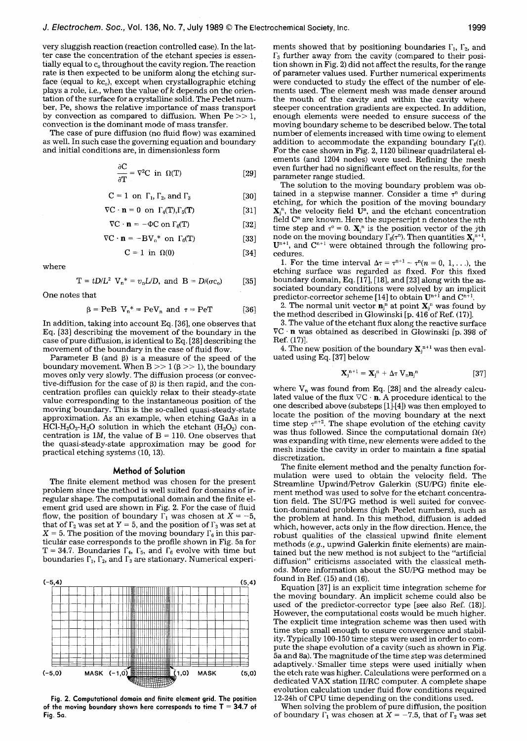very sluggish reaction (reaction controlled case). In the latter case the concentration of the etchant species is essentially equal to $c_o$ throughout the cavity region. The reaction rate is then expected to be uniform along the etching surface (equal to $kc_o$), except when crystallographic etching plays a role, *i.e.*, when the value of $k$ depends on the orientation of the surface for a crystalline solid. The Peclet number, Pe, shows the relative importance of mass transport by convection as compared to diffusion. When Pe >> 1, convection is the dominant mode of mass transfer.

The case of pure diffusion (no fluid flow) was examined as well. In such case the governing equation and boundary and initial conditions are, in dimensionless form

$$\frac{\partial C}{\partial T} = \nabla^2 C \text{ in } \Omega(T) \quad [29]$$

$$C = 1 \text{ on } \Gamma_1, \Gamma_2, \text{ and } \Gamma_3 \quad [30]$$

$$\nabla C \cdot \mathbf{n} = 0 \text{ on } \Gamma_4(T), \Gamma_5(T) \quad [31]$$

$$\nabla C \cdot \mathbf{n} = -\Phi C \text{ on } \Gamma_6(T) \quad [32]$$

$$\nabla C \cdot \mathbf{n} = -BV_n^* \text{ on } \Gamma_6(T) \quad [33]$$

$$C = 1 \text{ in } \Omega(0) \quad [34]$$

where

$$T = tD/L^2 \quad V_n^* = v_n L/D, \text{ and } B = D/(\sigma c_o) \quad [35]$$

One notes that

$$\beta = \text{Pe}B \quad V_n^* = \text{Pe}V_n \text{ and } \tau = \text{Pe}T \quad [36]$$

In addition, taking into account Eq. [36], one observes that Eq. [33] describing the movement of the boundary in the case of pure diffusion, is identical to Eq. [28] describing the movement of the boundary in the case of fluid flow.

Parameter B (and $\beta$) is a measure of the speed of the boundary movement. When B >> 1 ($\beta$ >> 1), the boundary moves only very slowly. The diffusion process (or convective-diffusion for the case of $\beta$) is then rapid, and the concentration profiles can quickly relax to their steady-state value corresponding to the instantaneous position of the moving boundary. This is the so-called quasi-steady-state approximation. As an example, when etching GaAs in a $HCl$-$H_2O_2$-$H_2O$ solution in which the etchant ($H_2O_2$) concentration is 1*M*, the value of B = 110. One observes that the quasi-steady-state approximation may be good for practical etching systems (10, 13).

## Method of Solution

The finite element method was chosen for the present problem since the method is well suited for domains of irregular shape. The computational domain and the finite element grid used are shown in Fig. 2. For the case of fluid flow, the position of boundary $\Gamma_1$ was chosen at $X = -5$, that of $\Gamma_2$ was set at $Y = 5$, and the position of $\Gamma_3$ was set at $X = 5$. The position of the moving boundary $\Gamma_6$ in this particular case corresponds to the profile shown in Fig. 5a for T = 34.7. Boundaries $\Gamma_4$, $\Gamma_5$, and $\Gamma_6$ evolve with time but boundaries $\Gamma_1$, $\Gamma_2$, and $\Gamma_3$ are stationary. Numerical experiments showed that by positioning boundaries $\Gamma_1$, $\Gamma_2$, and $\Gamma_3$ further away from the cavity (compared to their position shown in Fig. 2) did not affect the results, for the range of parameter values used. Further numerical experiments were conducted to study the effect of the number of elements used. The element mesh was made denser around the mouth of the cavity and within the cavity where steeper concentration gradients are expected. In addition, enough elements were needed to ensure success of the moving boundary scheme to be described below. The total number of elements increased with time owing to element addition to accommodate the expanding boundary $\Gamma_6(t)$. For the case shown in Fig. 2, 1120 bilinear quadrilateral elements (and 1204 nodes) were used. Refining the mesh even further had no significant effect on the results, for the parameter range studied.

(-5,4) (5,4) (-5,0) MASK (-1,0) (1,0) MASK (5,0)

Fig. 2. Computational domain and finite element grid. The position of the moving boundary shown here corresponds to time T = 34.7 of Fig. 5a.

The solution to the moving boundary problem was obtained in a stepwise manner. Consider a time $\tau^n$ during etching, for which the position of the moving boundary $\mathbf{X}_j^n$, the velocity field $\mathbf{U}^n$, and the etchant concentration field $C^n$ are known. Here the superscript n denotes the nth time step and $\tau^0 = 0$. $\mathbf{X}_j^n$ is the position vector of the *j*th node on the moving boundary $\Gamma_6(\tau^n)$. Then quantities $\mathbf{X}_j^{n+1}$, $\mathbf{U}^{n+1}$, and $C^{n+1}$ were obtained through the following procedures.

1. For the time interval $\Delta\tau = \tau^{n+1} - \tau^n (n = 0, 1, \ldots)$, the etching surface was regarded as fixed. For this fixed boundary domain, Eq. [17], [18], and [23] along with the associated boundary conditions were solved by an implicit predictor-corrector scheme [14] to obtain $\mathbf{U}^{n+1}$ and $C^{n+1}$.

2. The normal unit vector $\mathbf{n}_j^n$ at point $\mathbf{X}_j^n$ was found by the method described in Glowinski [p. 416 of Ref. (17)].

3. The value of the etchant flux along the reactive surface $\nabla C \cdot \mathbf{n}$ was obtained as described in Glowinski [p. 398 of Ref. (17)].

4. The new position of the boundary $\mathbf{X}_j^{n+1}$ was then evaluated using Eq. [37] below

$$\mathbf{X}_j^{n+1} = \mathbf{X}_j^n + \Delta\tau \, V_n \mathbf{n}_j^n \quad [37]$$

where $V_n$ was found from Eq. [28] and the already calculated value of the flux $\nabla C \cdot \mathbf{n}$. A procedure identical to the one described above (substeps [1]-[4]) was then employed to locate the position of the moving boundary at the next time step $\tau^{n+2}$. The shape evolution of the etching cavity was thus followed. Since the computational domain $\Omega(\tau)$ was expanding with time, new elements were added to the mesh inside the cavity in order to maintain a fine spatial discretization.

The finite element method and the penalty function formulation were used to obtain the velocity field. The Streamline Upwind/Petrov Galerkin (SU/PG) finite element method was used to solve for the etchant concentration field. The SU/PG method is well suited for convection-dominated problems (high Peclet numbers), such as the problem at hand. In this method, diffusion is added which, however, acts only in the flow direction. Hence, the robust qualities of the classical upwind finite element methods (*e.g.*, upwind Galerkin finite elements) are maintained but the new method is not subject to the "artificial diffusion" criticisms associated with the classical methods. More information about the SU/PG method may be found in Ref. (15) and (16).

Equation [37] is an explicit time integration scheme for the moving boundary. An implicit scheme could also be used of the predictor-corrector type [see also Ref. (18)]. However, the computational costs would be much higher. The explicit time integration scheme was then used with time step small enough to ensure convergence and stability. Typically 100-150 time steps were used in order to compute the shape evolution of a cavity (such as shown in Fig. 5a and 8a). The magnitude of the time step was determined adaptively. Smaller time steps were used initially when the etch rate was higher. Calculations were performed on a dedicated VAX station II/RC computer. A complete shape evolution calculation under fluid flow conditions required 12-24h of CPU time depending on the conditions used.

When solving the problem of pure diffusion, the position of boundary $\Gamma_1$ was chosen at $X = -7.5$, that of $\Gamma_2$ was set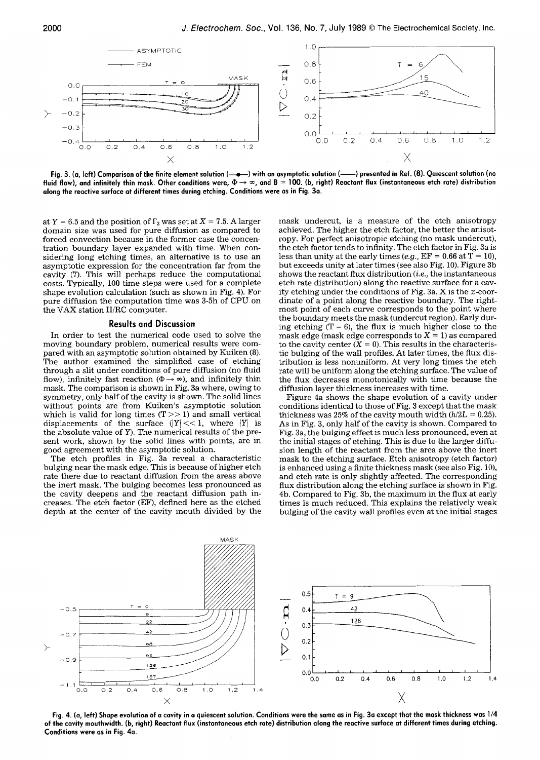Fig. 3. (a, left) Comparison of the finite element solution (—•—) with an asymptotic solution (——) presented in Ref. (8). Quiescent solution (no fluid flow), and infinitely thin mask. Other conditions were, $\Phi \rightarrow \infty$, and $B = 100$. (b, right) Reactant flux (instantaneous etch rate) distribution along the reactive surface at different times during etching. Conditions were as in Fig. 3a.

at $Y = 6.5$ and the position of $\Gamma_3$ was set at $X = 7.5$. A larger domain size was used for pure diffusion as compared to forced convection because in the former case the concentration boundary layer expanded with time. When considering long etching times, an alternative is to use an asymptotic expression for the concentration far from the cavity (7). This will perhaps reduce the computational costs. Typically, 100 time steps were used for a complete shape evolution calculation (such as shown in Fig. 4). For pure diffusion the computation time was 3-5h of CPU on the VAX station II/RC computer.

## Results and Discussion

In order to test the numerical code used to solve the moving boundary problem, numerical results were compared with an asymptotic solution obtained by Kuiken (8). The author examined the simplified case of etching through a slit under conditions of pure diffusion (no fluid flow), infinitely fast reaction ($\Phi \rightarrow \infty$), and infinitely thin mask. The comparison is shown in Fig. 3a where, owing to symmetry, only half of the cavity is shown. The solid lines without points are from Kuiken's asymptotic solution which is valid for long times ($T >> 1$) and small vertical displacements of the surface ($|Y| << 1$, where $|Y|$ is the absolute value of $Y$). The numerical results of the present work, shown by the solid lines with points, are in good agreement with the asymptotic solution.

The etch profiles in Fig. 3a reveal a characteristic bulging near the mask edge. This is because of higher etch rate there due to reactant diffusion from the areas above the inert mask. The bulging becomes less pronounced as the cavity deepens and the reactant diffusion path increases. The etch factor (EF), defined here as the etched depth at the center of the cavity mouth divided by the mask undercut, is a measure of the etch anisotropy achieved. The higher the etch factor, the better the anisotropy. For perfect anisotropic etching (no mask undercut), the etch factor tends to infinity. The etch factor in Fig. 3a is less than unity at the early times (*e.g.*, EF = 0.66 at T = 10), but exceeds unity at later times (see also Fig. 10). Figure 3b shows the reactant flux distribution (*i.e.*, the instantaneous etch rate distribution) along the reactive surface for a cavity etching under the conditions of Fig. 3a. X is the $x$-coordinate of a point along the reactive boundary. The rightmost point of each curve corresponds to the point where the boundary meets the mask (undercut region). Early during etching ($T = 6$), the flux is much higher close to the mask edge (mask edge corresponds to $X = 1$) as compared to the cavity center ($X = 0$). This results in the characteristic bulging of the wall profiles. At later times, the flux distribution is less nonuniform. At very long times the etch rate will be uniform along the etching surface. The value of the flux decreases monotonically with time because the diffusion layer thickness increases with time.

Figure 4a shows the shape evolution of a cavity under conditions identical to those of Fig. 3 except that the mask thickness was 25% of the cavity mouth width ($h/2L = 0.25$). As in Fig. 3, only half of the cavity is shown. Compared to Fig. 3a, the bulging effect is much less pronounced, even at the initial stages of etching. This is due to the larger diffusion length of the reactant from the area above the inert mask to the etching surface. Etch anisotropy (etch factor) is enhanced using a finite thickness mask (see also Fig. 10), and etch rate is only slightly affected. The corresponding flux distribution along the etching surface is shown in Fig. 4b. Compared to Fig. 3b, the maximum in the flux at early times is much reduced. This explains the relatively weak bulging of the cavity wall profiles even at the initial stages

Fig. 4. (a, left) Shape evolution of a cavity in a quiescent solution. Conditions were the same as in Fig. 3a except that the mask thickness was 1/4 of the cavity mouthwidth. (b, right) Reactant flux (instantaneous etch rate) distribution along the reactive surface at different times during etching. Conditions were as in Fig. 4a.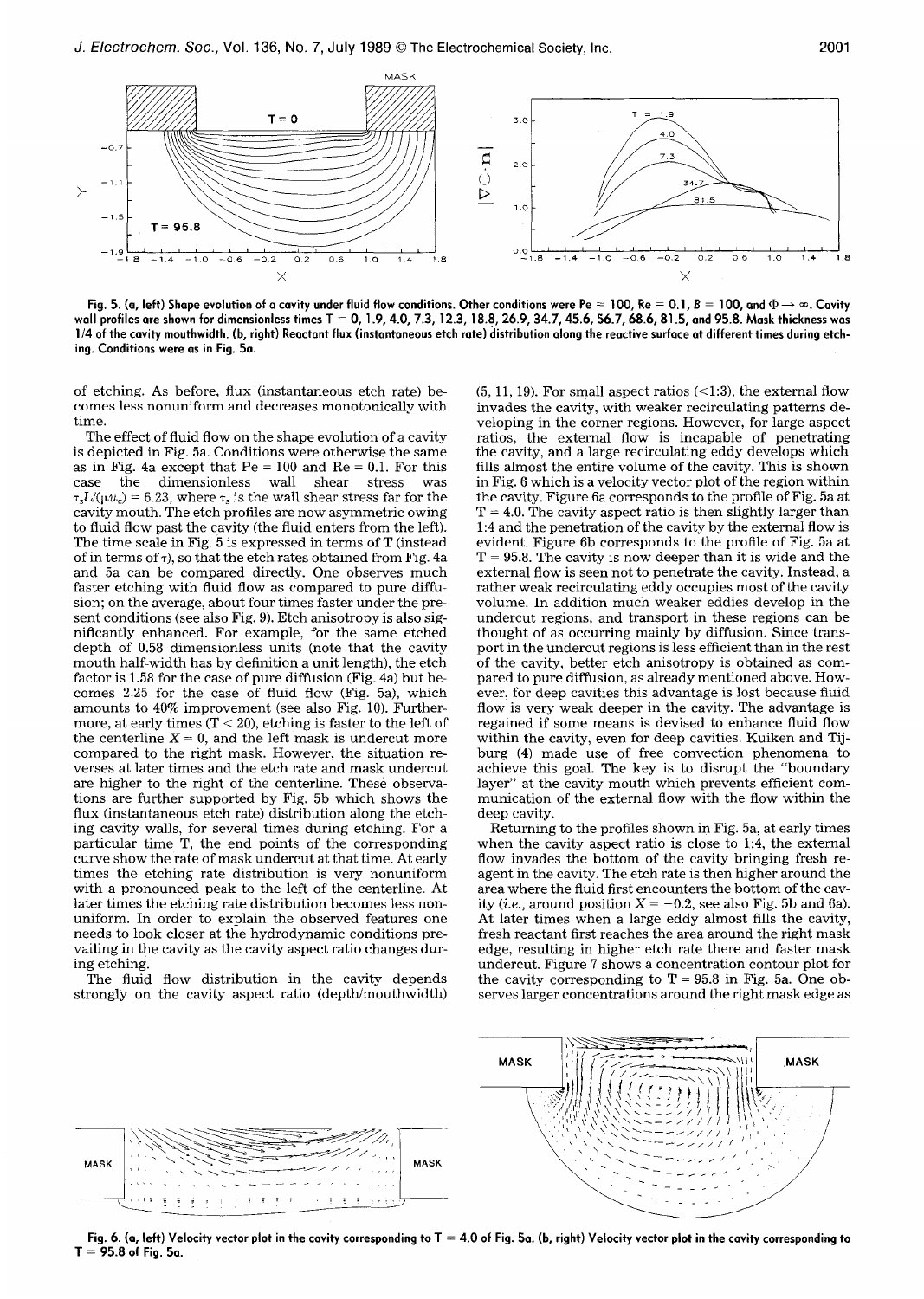Fig. 5. (a, left) Shape evolution of a cavity under fluid flow conditions. Other conditions were Pe = 100, Re = 0.1, $B$ = 100, and $\Phi \rightarrow \infty$. Cavity wall profiles are shown for dimensionless times T = 0, 1.9, 4.0, 7.3, 12.3, 18.8, 26.9, 34.7, 45.6, 56.7, 68.6, 81.5, and 95.8. Mask thickness was 1/4 of the cavity mouthwidth. (b, right) Reactant flux (instantaneous etch rate) distribution along the reactive surface at different times during etching. Conditions were as in Fig. 5a.

of etching. As before, flux (instantaneous etch rate) becomes less nonuniform and decreases monotonically with time.

The effect of fluid flow on the shape evolution of a cavity is depicted in Fig. 5a. Conditions were otherwise the same as in Fig. 4a except that Pe = 100 and Re = 0.1. For this case the dimensionless wall shear stress was $\tau_s L/(\mu u_c) = 6.23$, where $\tau_s$ is the wall shear stress far for the cavity mouth. The etch profiles are now asymmetric owing to fluid flow past the cavity (the fluid enters from the left). The time scale in Fig. 5 is expressed in terms of T (instead of in terms of $\tau$), so that the etch rates obtained from Fig. 4a and 5a can be compared directly. One observes much faster etching with fluid flow as compared to pure diffusion; on the average, about four times faster under the present conditions (see also Fig. 9). Etch anisotropy is also significantly enhanced. For example, for the same etched depth of 0.58 dimensionless units (note that the cavity mouth half-width has by definition a unit length), the etch factor is 1.58 for the case of pure diffusion (Fig. 4a) but becomes 2.25 for the case of fluid flow (Fig. 5a), which amounts to 40% improvement (see also Fig. 10). Furthermore, at early times (T < 20), etching is faster to the left of the centerline $X = 0$, and the left mask is undercut more compared to the right mask. However, the situation reverses at later times and the etch rate and mask undercut are higher to the right of the centerline. These observations are further supported by Fig. 5b which shows the flux (instantaneous etch rate) distribution along the etching cavity walls, for several times during etching. For a particular time T, the end points of the corresponding curve show the rate of mask undercut at that time. At early times the etching rate distribution is very nonuniform with a pronounced peak to the left of the centerline. At later times the etching rate distribution becomes less nonuniform. In order to explain the observed features one needs to look closer at the hydrodynamic conditions prevailing in the cavity as the cavity aspect ratio changes during etching.

The fluid flow distribution in the cavity depends strongly on the cavity aspect ratio (depth/mouthwidth) (5, 11, 19). For small aspect ratios (<1:3), the external flow invades the cavity, with weaker recirculating patterns developing in the corner regions. However, for large aspect ratios, the external flow is incapable of penetrating the cavity, and a large recirculating eddy develops which fills almost the entire volume of the cavity. This is shown in Fig. 6 which is a velocity vector plot of the region within the cavity. Figure 6a corresponds to the profile of Fig. 5a at T = 4.0. The cavity aspect ratio is then slightly larger than 1:4 and the penetration of the cavity by the external flow is evident. Figure 6b corresponds to the profile of Fig. 5a at T = 95.8. The cavity is now deeper than it is wide and the external flow is seen not to penetrate the cavity. Instead, a rather weak recirculating eddy occupies most of the cavity volume. In addition much weaker eddies develop in the undercut regions, and transport in these regions can be thought of as occurring mainly by diffusion. Since transport in the undercut regions is less efficient than in the rest of the cavity, better etch anisotropy is obtained as compared to pure diffusion, as already mentioned above. However, for deep cavities this advantage is lost because fluid flow is very weak deeper in the cavity. The advantage is regained if some means is devised to enhance fluid flow within the cavity, even for deep cavities. Kuiken and Tijburg (4) made use of free convection phenomena to achieve this goal. The key is to disrupt the "boundary layer" at the cavity mouth which prevents efficient communication of the external flow with the flow within the deep cavity.

Returning to the profiles shown in Fig. 5a, at early times when the cavity aspect ratio is close to 1:4, the external flow invades the bottom of the cavity bringing fresh reagent in the cavity. The etch rate is then higher around the area where the fluid first encounters the bottom of the cavity (*i.e.*, around position $X = -0.2$, see also Fig. 5b and 6a). At later times when a large eddy almost fills the cavity, fresh reactant first reaches the area around the right mask edge, resulting in higher etch rate there and faster mask undercut. Figure 7 shows a concentration contour plot for the cavity corresponding to T = 95.8 in Fig. 5a. One observes larger concentrations around the right mask edge as

Fig. 6. (a, left) Velocity vector plot in the cavity corresponding to T = 4.0 of Fig. 5a. (b, right) Velocity vector plot in the cavity corresponding to T = 95.8 of Fig. 5a.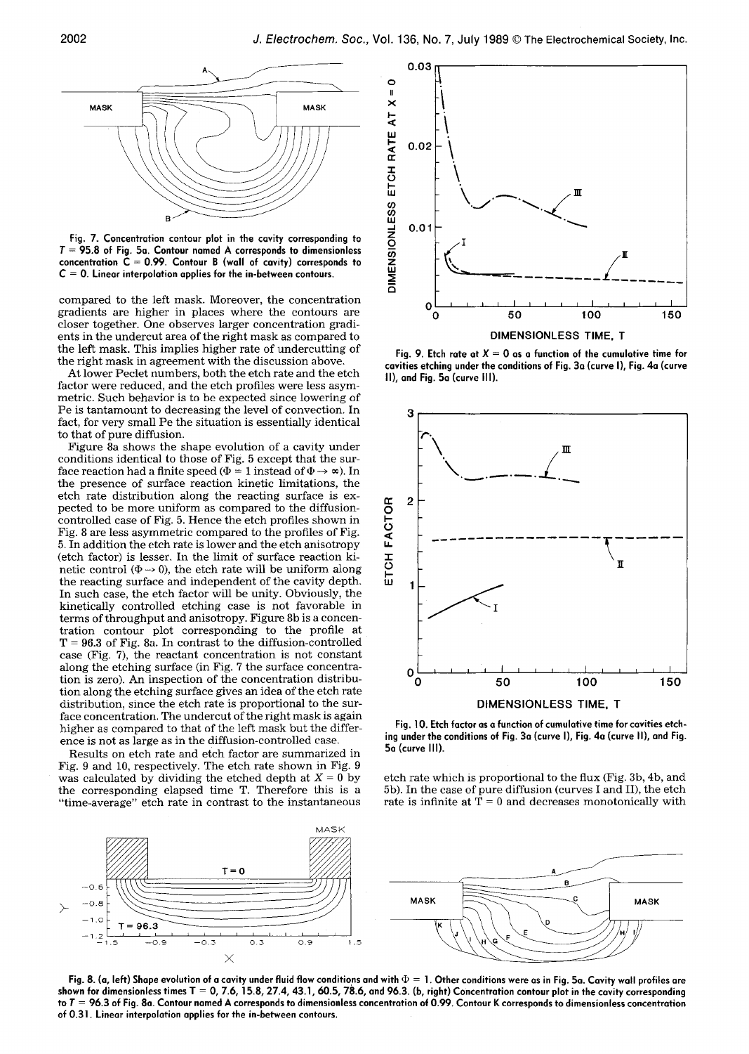Fig. 7. Concentration contour plot in the cavity corresponding to $T = 95.8$ of Fig. 5a. Contour named A corresponds to dimensionless concentration $C = 0.99$. Contour B (wall of cavity) corresponds to $C = 0$. Linear interpolation applies for the in-between contours.

compared to the left mask. Moreover, the concentration gradients are higher in places where the contours are closer together. One observes larger concentration gradients in the undercut area of the right mask as compared to the left mask. This implies higher rate of undercutting of the right mask in agreement with the discussion above.

At lower Peclet numbers, both the etch rate and the etch factor were reduced, and the etch profiles were less asymmetric. Such behavior is to be expected since lowering of Pe is tantamount to decreasing the level of convection. In fact, for very small Pe the situation is essentially identical to that of pure diffusion.

Figure 8a shows the shape evolution of a cavity under conditions identical to those of Fig. 5 except that the surface reaction had a finite speed ($\Phi = 1$ instead of $\Phi \rightarrow \infty$). In the presence of surface reaction kinetic limitations, the etch rate distribution along the reacting surface is expected to be more uniform as compared to the diffusion-controlled case of Fig. 5. Hence the etch profiles shown in Fig. 8 are less asymmetric compared to the profiles of Fig. 5. In addition the etch rate is lower and the etch anisotropy (etch factor) is lesser. In the limit of surface reaction kinetic control ($\Phi \rightarrow 0$), the etch rate will be uniform along the reacting surface and independent of the cavity depth. In such case, the etch factor will be unity. Obviously, the kinetically controlled etching case is not favorable in terms of throughput and anisotropy. Figure 8b is a concentration contour plot corresponding to the profile at $T = 96.3$ of Fig. 8a. In contrast to the diffusion-controlled case (Fig. 7), the reactant concentration is not constant along the etching surface (in Fig. 7 the surface concentration is zero). An inspection of the concentration distribution along the etching surface gives an idea of the etch rate distribution, since the etch rate is proportional to the surface concentration. The undercut of the right mask is again higher as compared to that of the left mask but the difference is not as large as in the diffusion-controlled case.

Results on etch rate and etch factor are summarized in Fig. 9 and 10, respectively. The etch rate shown in Fig. 9 was calculated by dividing the etched depth at $X = 0$ by the corresponding elapsed time T. Therefore this is a "time-average" etch rate in contrast to the instantaneous etch rate which is proportional to the flux (Fig. 3b, 4b, and 5b). In the case of pure diffusion (curves I and II), the etch rate is infinite at $T = 0$ and decreases monotonically with

Fig. 9. Etch rate at $X = 0$ as a function of the cumulative time for cavities etching under the conditions of Fig. 3a (curve I), Fig. 4a (curve II), and Fig. 5a (curve III).

Fig. 10. Etch factor as a function of cumulative time for cavities etching under the conditions of Fig. 3a (curve I), Fig. 4a (curve II), and Fig. 5a (curve III).

Fig. 8. (a, left) Shape evolution of a cavity under fluid flow conditions and with $\Phi = 1$. Other conditions were as in Fig. 5a. Cavity wall profiles are shown for dimensionless times $T = 0, 7.6, 15.8, 27.4, 43.1, 60.5, 78.6,$ and $96.3$. (b, right) Concentration contour plot in the cavity corresponding to $T = 96.3$ of Fig. 8a. Contour named A corresponds to dimensionless concentration of 0.99. Contour K corresponds to dimensionless concentration of 0.31. Linear interpolation applies for the in-between contours.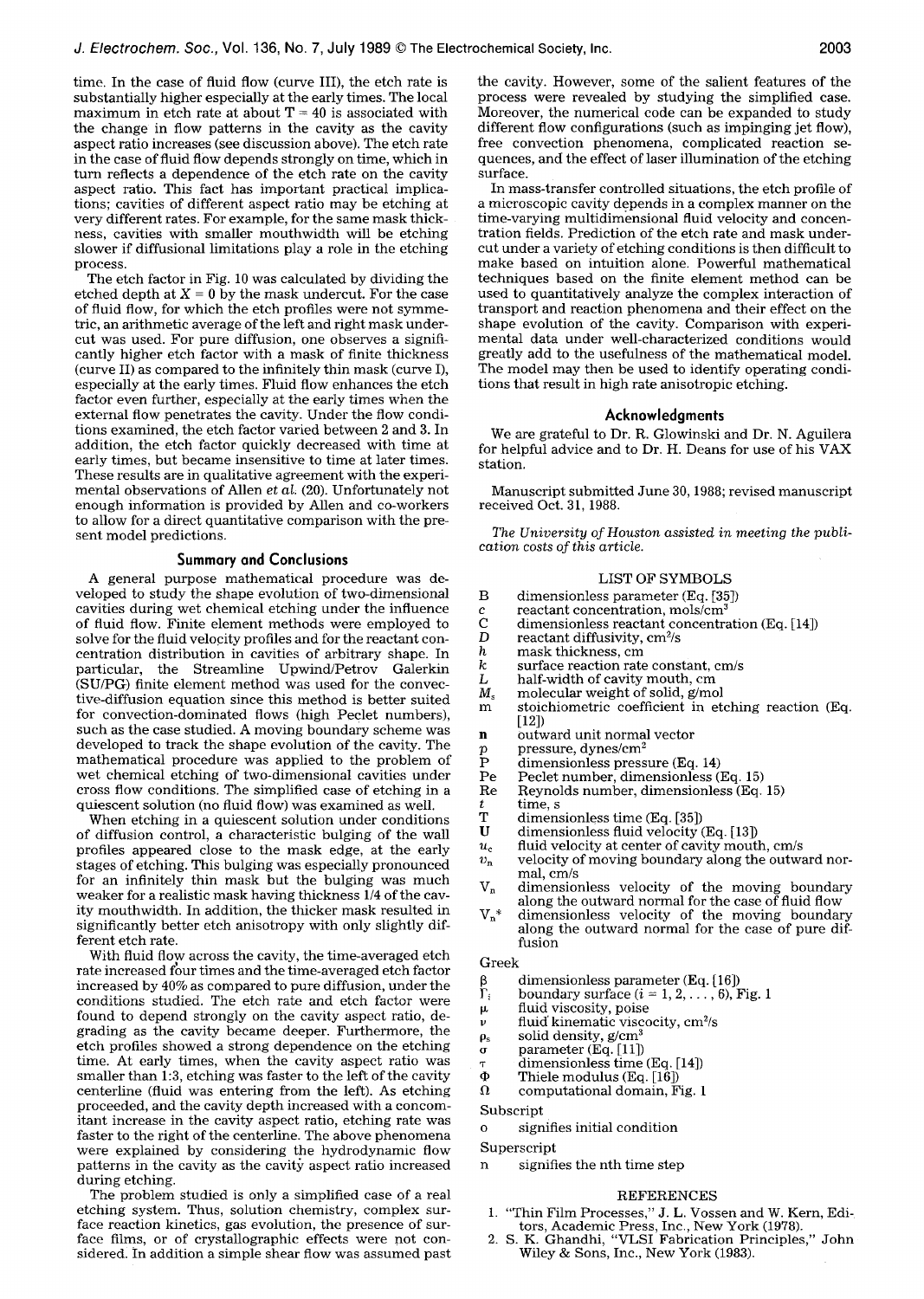time. In the case of fluid flow (curve III), the etch rate is substantially higher especially at the early times. The local maximum in etch rate at about T = 40 is associated with the change in flow patterns in the cavity as the cavity aspect ratio increases (see discussion above). The etch rate in the case of fluid flow depends strongly on time, which in turn reflects a dependence of the etch rate on the cavity aspect ratio. This fact has important practical implications; cavities of different aspect ratio may be etching at very different rates. For example, for the same mask thickness, cavities with smaller mouthwidth will be etching slower if diffusional limitations play a role in the etching process.

The etch factor in Fig. 10 was calculated by dividing the etched depth at $X = 0$ by the mask undercut. For the case of fluid flow, for which the etch profiles were not symmetric, an arithmetic average of the left and right mask undercut was used. For pure diffusion, one observes a significantly higher etch factor with a mask of finite thickness (curve II) as compared to the infinitely thin mask (curve I), especially at the early times. Fluid flow enhances the etch factor even further, especially at the early times when the external flow penetrates the cavity. Under the flow conditions examined, the etch factor varied between 2 and 3. In addition, the etch factor quickly decreased with time at early times, but became insensitive to time at later times. These results are in qualitative agreement with the experimental observations of Allen *et al.* (20). Unfortunately not enough information is provided by Allen and co-workers to allow for a direct quantitative comparison with the present model predictions.

## Summary and Conclusions

A general purpose mathematical procedure was developed to study the shape evolution of two-dimensional cavities during wet chemical etching under the influence of fluid flow. Finite element methods were employed to solve for the fluid velocity profiles and for the reactant concentration distribution in cavities of arbitrary shape. In particular, the Streamline Upwind/Petrov Galerkin (SU/PG) finite element method was used for the convective-diffusion equation since this method is better suited for convection-dominated flows (high Peclet numbers), such as the case studied. A moving boundary scheme was developed to track the shape evolution of the cavity. The mathematical procedure was applied to the problem of wet chemical etching of two-dimensional cavities under cross flow conditions. The simplified case of etching in a quiescent solution (no fluid flow) was examined as well.

When etching in a quiescent solution under conditions of diffusion control, a characteristic bulging of the wall profiles appeared close to the mask edge, at the early stages of etching. This bulging was especially pronounced for an infinitely thin mask but the bulging was much weaker for a realistic mask having thickness 1/4 of the cavity mouthwidth. In addition, the thicker mask resulted in significantly better etch anisotropy with only slightly different etch rate.

With fluid flow across the cavity, the time-averaged etch rate increased four times and the time-averaged etch factor increased by 40% as compared to pure diffusion, under the conditions studied. The etch rate and etch factor were found to depend strongly on the cavity aspect ratio, degrading as the cavity became deeper. Furthermore, the etch profiles showed a strong dependence on the etching time. At early times, when the cavity aspect ratio was smaller than 1:3, etching was faster to the left of the cavity centerline (fluid was entering from the left). As etching proceeded, and the cavity depth increased with a concomitant increase in the cavity aspect ratio, etching rate was faster to the right of the centerline. The above phenomena were explained by considering the hydrodynamic flow patterns in the cavity as the cavity aspect ratio increased during etching.

The problem studied is only a simplified case of a real etching system. Thus, solution chemistry, complex surface reaction kinetics, gas evolution, the presence of surface films, or of crystallographic effects were not considered. In addition a simple shear flow was assumed past the cavity. However, some of the salient features of the process were revealed by studying the simplified case. Moreover, the numerical code can be expanded to study different flow configurations (such as impinging jet flow), free convection phenomena, complicated reaction sequences, and the effect of laser illumination of the etching surface.

In mass-transfer controlled situations, the etch profile of a microscopic cavity depends in a complex manner on the time-varying multidimensional fluid velocity and concentration fields. Prediction of the etch rate and mask undercut under a variety of etching conditions is then difficult to make based on intuition alone. Powerful mathematical techniques based on the finite element method can be used to quantitatively analyze the complex interaction of transport and reaction phenomena and their effect on the shape evolution of the cavity. Comparison with experimental data under well-characterized conditions would greatly add to the usefulness of the mathematical model. The model may then be used to identify operating conditions that result in high rate anisotropic etching.

## Acknowledgments

We are grateful to Dr. R. Glowinski and Dr. N. Aguilera for helpful advice and to Dr. H. Deans for use of his VAX station.

Manuscript submitted June 30, 1988; revised manuscript received Oct. 31, 1988.

*The University of Houston assisted in meeting the publication costs of this article.*

## LIST OF SYMBOLS

- B — dimensionless parameter (Eq. [35])
- $c$ — reactant concentration, mols/cm$^3$
- C — dimensionless reactant concentration (Eq. [14])
- $D$ — reactant diffusivity, cm$^2$/s
- $h$ — mask thickness, cm
- $k$ — surface reaction rate constant, cm/s
- $L$ — half-width of cavity mouth, cm
- $M_s$ — molecular weight of solid, g/mol
- m — stoichiometric coefficient in etching reaction (Eq. [12])
- **n** — outward unit normal vector
- $p$ — pressure, dynes/cm$^2$
- P — dimensionless pressure (Eq. 14)
- Pe — Peclet number, dimensionless (Eq. 15)
- Re — Reynolds number, dimensionless (Eq. 15)
- $t$ — time, s
- T — dimensionless time (Eq. [35])
- **U** — dimensionless fluid velocity (Eq. [13])
- $u_c$ — fluid velocity at center of cavity mouth, cm/s
- $v_n$ — velocity of moving boundary along the outward normal, cm/s
- $V_n$ — dimensionless velocity of the moving boundary along the outward normal for the case of fluid flow
- $V_n^*$ — dimensionless velocity of the moving boundary along the outward normal for the case of pure diffusion

Greek

- $\beta$ — dimensionless parameter (Eq. [16])
- $\Gamma_i$ — boundary surface ($i = 1, 2, \ldots, 6$), Fig. 1
- $\mu$ — fluid viscosity, poise
- $\nu$ — fluid kinematic viscocity, cm$^2$/s
- $\rho_s$ — solid density, g/cm$^3$
- $\sigma$ — parameter (Eq. [11])
- $\tau$ — dimensionless time (Eq. [14])
- $\Phi$ — Thiele modulus (Eq. [16])
- $\Omega$ — computational domain, Fig. 1

Subscript

- o — signifies initial condition

Superscript

- n — signifies the nth time step

## REFERENCES

1. "Thin Film Processes," J. L. Vossen and W. Kern, Editors, Academic Press, Inc., New York (1978).
2. S. K. Ghandhi, "VLSI Fabrication Principles," John Wiley & Sons, Inc., New York (1983).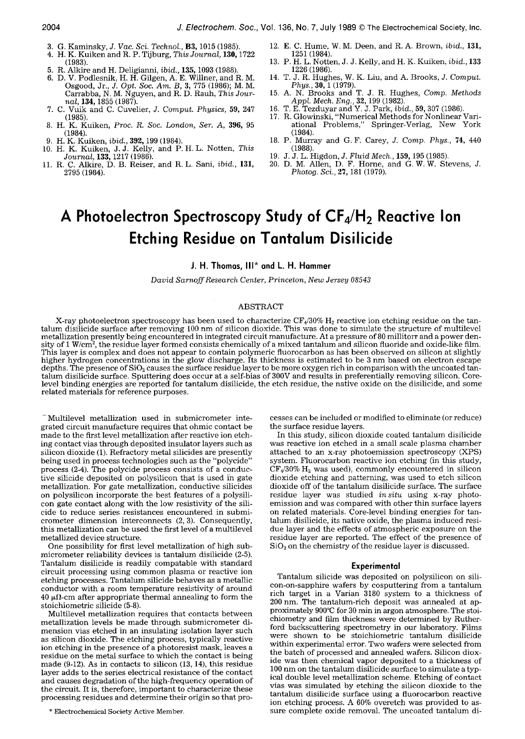3. G. Kaminsky, *J. Vac. Sci. Technol.*, **B3**, 1015 (1985).
4. H. K. Kuiken and R. P. Tijburg, *This Journal*, **130**, 1722 (1983).
5. R. Alkire and H. Deligianni, *ibid.*, **135**, 1093 (1988).
6. D. V. Podlesnik, H. H. Gilgen, A. E. Willner, and R. M. Osgood, Jr., *J. Opt. Soc. Am. B*, **3**, 775 (1986); M. M. Carrabba, N. M. Nguyen, and R. D. Rauh, *This Journal*, **134**, 1855 (1987).
7. C. Vuik and C. Cuvelier, *J. Comput. Physics*, **59**, 247 (1985).
8. H. K. Kuiken, *Proc. R. Soc. London, Ser. A*, **396**, 95 (1984).
9. H. K. Kuiken, *ibid.*, **392**, 199 (1984).
10. H. K. Kuiken, J. J. Kelly, and P. H. L. Notten, *This Journal*, **133**, 1217 (1986).
11. R. C. Alkire, D. B. Reiser, and R. L. Sani, *ibid.*, **131**, 2795 (1984).
12. E. C. Hume, W. M. Deen, and R. A. Brown, *ibid.*, **131**, 1251 (1984).
13. P. H. L. Notten, J. J. Kelly, and H. K. Kuiken, *ibid.*, **133** 1226 (1986).
14. T. J. R. Hughes, W. K. Liu, and A. Brooks, *J. Comput. Phys.*, **30**, 1 (1979).
15. A. N. Brooks and T. J. R. Hughes, *Comp. Methods Appl. Mech. Eng.*, **32**, 199 (1982).
16. T. E. Tezduyar and Y. J. Park, *ibid.*, **59**, 307 (1986).
17. R. Glowinski, "Numerical Methods for Nonlinear Variational Problems," Springer-Verlag, New York (1984).
18. P. Murray and G. F. Carey, *J. Comp. Phys.*, **74**, 440 (1988).
19. J. J. L. Higdon, *J. Fluid Mech.*, **159**, 195 (1985).
20. D. M. Allen, D. F. Horne, and G. W. W. Stevens, *J. Photog. Sci.*, **27**, 181 (1979).

# A Photoelectron Spectroscopy Study of $CF_4/H_2$ Reactive Ion Etching Residue on Tantalum Disilicide

**J. H. Thomas, III\* and L. H. Hammer**

*David Sarnoff Research Center, Princeton, New Jersey 08543*

## ABSTRACT

X-ray photoelectron spectroscopy has been used to characterize $CF_4$/30% $H_2$ reactive ion etching residue on the tantalum disilicide surface after removing 100 nm of silicon dioxide. This was done to simulate the structure of multilevel metallization presently being encountered in integrated circuit manufacture. At a pressure of 80 millitorr and a power density of 1 W/cm$^2$, the residue layer formed consists chemically of a mixed tantalum and silicon fluoride and oxide-like film. This layer is complex and does not appear to contain polymeric fluorocarbon as has been observed on silicon at slightly higher hydrogen concentrations in the glow discharge. Its thickness is estimated to be 3 nm based on electron escape depths. The presence of $SiO_2$ causes the surface residue layer to be more oxygen rich in comparison with the uncoated tantalum disilicide surface. Sputtering does occur at a self-bias of 300V and results in preferentially removing silicon. Core-level binding energies are reported for tantalum disilicide, the etch residue, the native oxide on the disilicide, and some related materials for reference purposes.

Multilevel metallization used in submicrometer integrated circuit manufacture requires that ohmic contact be made to the first level metallization after reactive ion etching contact vias through deposited insulator layers such as silicon dioxide (1). Refractory metal silicides are presently being used in process technologies such as the "polycide" process (2-4). The polycide process consists of a conductive silicide deposited on polysilicon that is used in gate metallization. For gate metallization, conductive silicides on polysilicon incorporate the best features of a polysilicon gate contact along with the low resistivity of the silicide to reduce series resistances encountered in submicrometer dimension interconnects (2, 3). Consequently, this metallization can be used the first level of a multilevel metallized device structure.

One possibility for first level metallization of high submicrometer reliability devices is tantalum disilicide (2-5). Tantalum disilicide is readily compatable with standard circuit processing using common plasma or reactive ion etching processes. Tantalum silicide behaves as a metallic conductor with a room temperature resistivity of around 40 μΩ-cm after appropriate thermal annealing to form the stoichiometric silicide (5-8).

Multilevel metallization requires that contacts between metallization levels be made through submicrometer dimension vias etched in an insulating isolation layer such as silicon dioxide. The etching process, typically reactive ion etching in the presence of a photoresist mask, leaves a residue on the metal surface to which the contact is being made (9-12). As in contacts to silicon (13, 14), this residue layer adds to the series electrical resistance of the contact and causes degradation of the high-frequency operation of the circuit. It is, therefore, important to characterize these processing residues and determine their origin so that processes can be included or modified to eliminate (or reduce) the surface residue layers.

In this study, silicon dioxide coated tantalum disilicide was reactive ion etched in a small scale plasma chamber attached to an x-ray photoemission spectroscopy (XPS) system. Fluorocarbon reactive ion etching (in this study, $CF_4$/30% $H_2$ was used), commonly encountered in silicon dioxide etching and patterning, was used to etch silicon dioxide off of the tantalum disilicide surface. The surface residue layer was studied *in situ* using x-ray photoemission and was compared with other thin surface layers on related materials. Core-level binding energies for tantalum disilicide, its native oxide, the plasma induced residue layer and the effects of atmospheric exposure on the residue layer are reported. The effect of the presence of $SiO_2$ on the chemistry of the residue layer is discussed.

## Experimental

Tantalum silicide was deposited on polysilicon on silicon-on-sapphire wafers by cosputtering from a tantalum rich target in a Varian 3180 system to a thickness of 200 nm. The tantalum-rich deposit was annealed at approximately 900°C for 30 min in argon atmosphere. The stoichiometry and film thickness were determined by Rutherford backscattering spectrometry in our laboratory. Films were shown to be stoichiometric tantalum disilicide within experimental error. Two wafers were selected from the batch of processed and annealed wafers. Silicon dioxide was then chemical vapor deposited to a thickness of 100 nm on the tantalum disilicide surface to simulate a typical double level metallization scheme. Etching of contact vias was simulated by etching the silicon dioxide to the tantalum disilicide surface using a fluorocarbon reactive ion etching process. A 60% overetch was provided to assure complete oxide removal. The uncoated tantalum di-

\* Electrochemical Society Active Member.